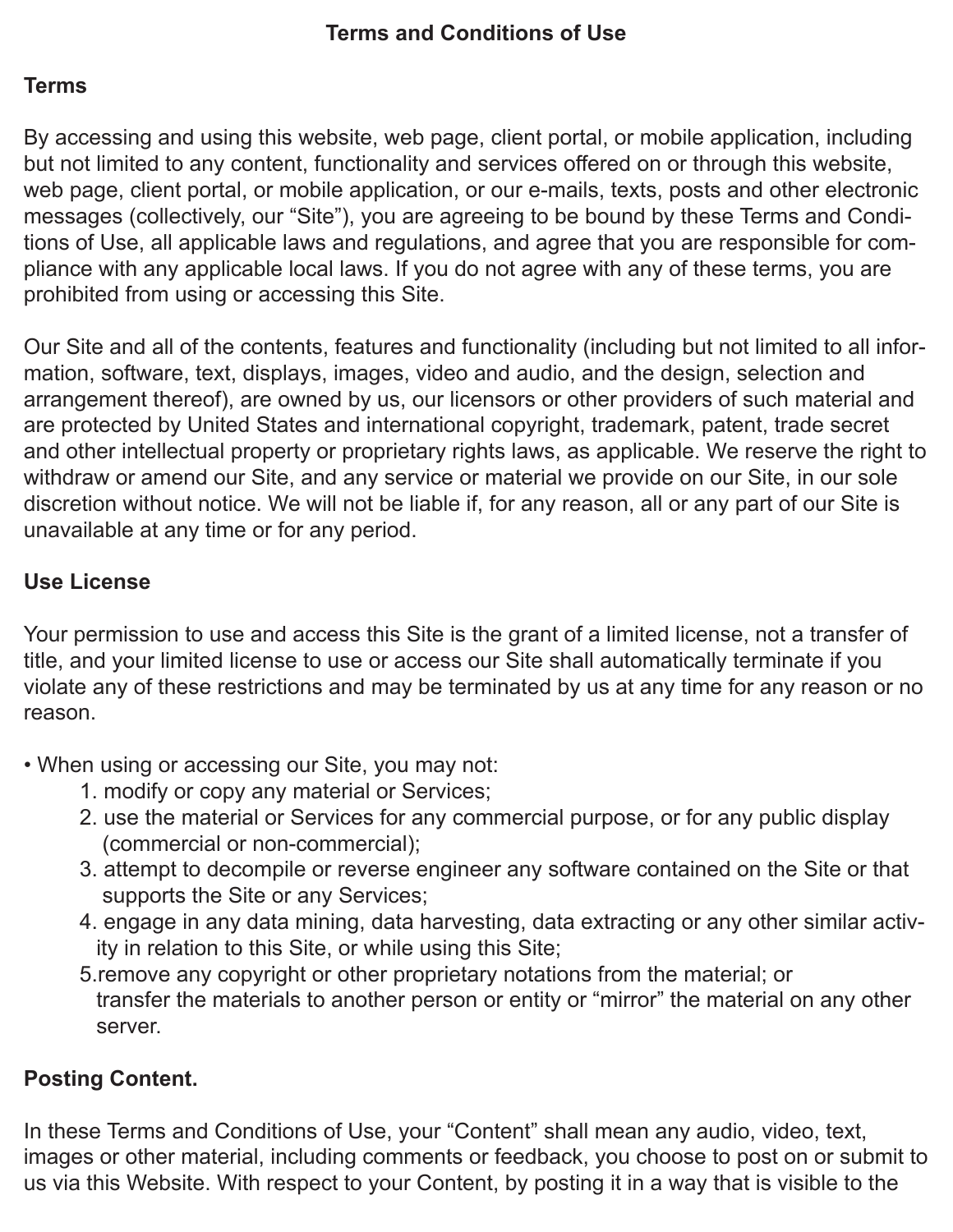# Terms and Conditions of Use

## Terms

By accessing and using this website, web page, client portal, or mobile application, including but not limited to any content, functionality and services offered on or through this website, web page, client portal, or mobile application, or our e-mails, texts, posts and other electronic messages (collectively, our "Site"), you are agreeing to be bound by these Terms and Conditions of Use, all applicable laws and regulations, and agree that you are responsible for compliance with any applicable local laws. If you do not agree with any of these terms, you are prohibited from using or accessing this Site.

Our Site and all of the contents, features and functionality (including but not limited to all information, software, text, displays, images, video and audio, and the design, selection and arrangement thereof), are owned by us, our licensors or other providers of such material and are protected by United States and international copyright, trademark, patent, trade secret and other intellectual property or proprietary rights laws, as applicable. We reserve the right to withdraw or amend our Site, and any service or material we provide on our Site, in our sole discretion without notice. We will not be liable if, for any reason, all or any part of our Site is unavailable at any time or for any period.

## Use License

Your permission to use and access this Site is the grant of a limited license, not a transfer of title, and your limited license to use or access our Site shall automatically terminate if you violate any of these restrictions and may be terminated by us at any time for any reason or no reason.

- When using or accessing our Site, you may not:
  1. modify or copy any material or Services;
  2. use the material or Services for any commercial purpose, or for any public display (commercial or non-commercial);
  3. attempt to decompile or reverse engineer any software contained on the Site or that supports the Site or any Services;
  4. engage in any data mining, data harvesting, data extracting or any other similar activity in relation to this Site, or while using this Site;
  5. remove any copyright or other proprietary notations from the material; or transfer the materials to another person or entity or "mirror" the material on any other server.

## Posting Content.

In these Terms and Conditions of Use, your "Content" shall mean any audio, video, text, images or other material, including comments or feedback, you choose to post on or submit to us via this Website. With respect to your Content, by posting it in a way that is visible to the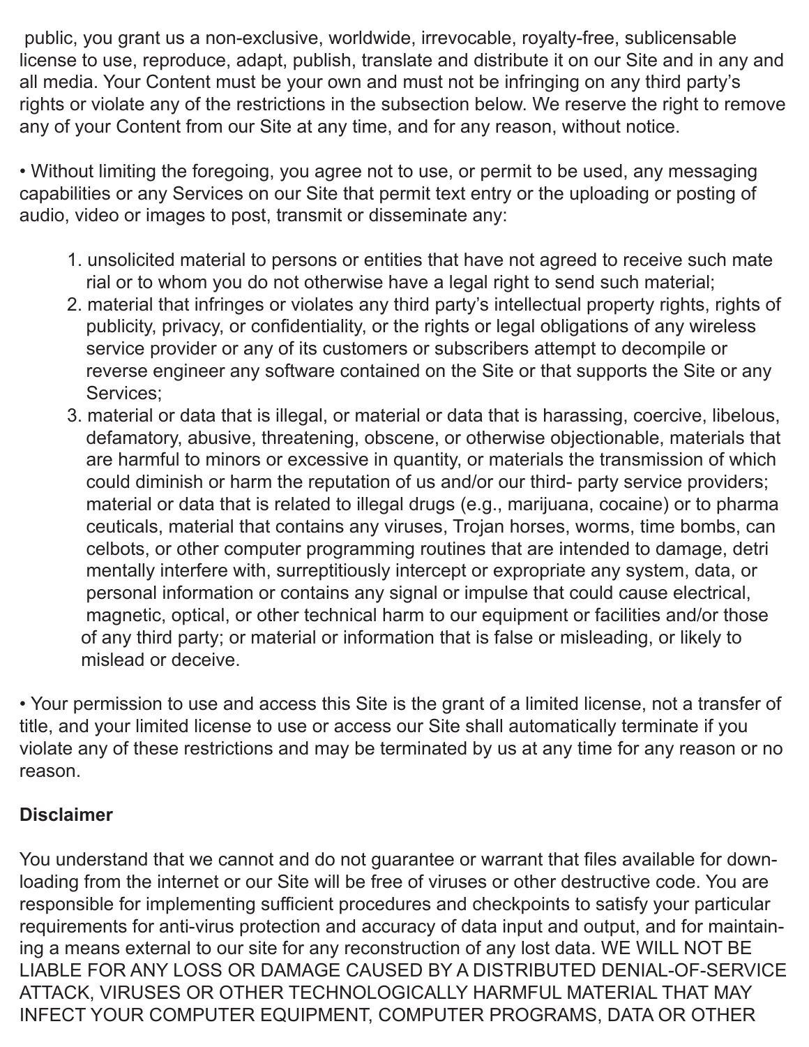public, you grant us a non-exclusive, worldwide, irrevocable, royalty-free, sublicensable license to use, reproduce, adapt, publish, translate and distribute it on our Site and in any and all media. Your Content must be your own and must not be infringing on any third party's rights or violate any of the restrictions in the subsection below. We reserve the right to remove any of your Content from our Site at any time, and for any reason, without notice.

• Without limiting the foregoing, you agree not to use, or permit to be used, any messaging capabilities or any Services on our Site that permit text entry or the uploading or posting of audio, video or images to post, transmit or disseminate any:

1. unsolicited material to persons or entities that have not agreed to receive such material or to whom you do not otherwise have a legal right to send such material;
2. material that infringes or violates any third party's intellectual property rights, rights of publicity, privacy, or confidentiality, or the rights or legal obligations of any wireless service provider or any of its customers or subscribers attempt to decompile or reverse engineer any software contained on the Site or that supports the Site or any Services;
3. material or data that is illegal, or material or data that is harassing, coercive, libelous, defamatory, abusive, threatening, obscene, or otherwise objectionable, materials that are harmful to minors or excessive in quantity, or materials the transmission of which could diminish or harm the reputation of us and/or our third- party service providers; material or data that is related to illegal drugs (e.g., marijuana, cocaine) or to pharmaceuticals, material that contains any viruses, Trojan horses, worms, time bombs, cancelbots, or other computer programming routines that are intended to damage, detrimentally interfere with, surreptitiously intercept or expropriate any system, data, or personal information or contains any signal or impulse that could cause electrical, magnetic, optical, or other technical harm to our equipment or facilities and/or those of any third party; or material or information that is false or misleading, or likely to mislead or deceive.

• Your permission to use and access this Site is the grant of a limited license, not a transfer of title, and your limited license to use or access our Site shall automatically terminate if you violate any of these restrictions and may be terminated by us at any time for any reason or no reason.

**Disclaimer**

You understand that we cannot and do not guarantee or warrant that files available for downloading from the internet or our Site will be free of viruses or other destructive code. You are responsible for implementing sufficient procedures and checkpoints to satisfy your particular requirements for anti-virus protection and accuracy of data input and output, and for maintaining a means external to our site for any reconstruction of any lost data. WE WILL NOT BE LIABLE FOR ANY LOSS OR DAMAGE CAUSED BY A DISTRIBUTED DENIAL-OF-SERVICE ATTACK, VIRUSES OR OTHER TECHNOLOGICALLY HARMFUL MATERIAL THAT MAY INFECT YOUR COMPUTER EQUIPMENT, COMPUTER PROGRAMS, DATA OR OTHER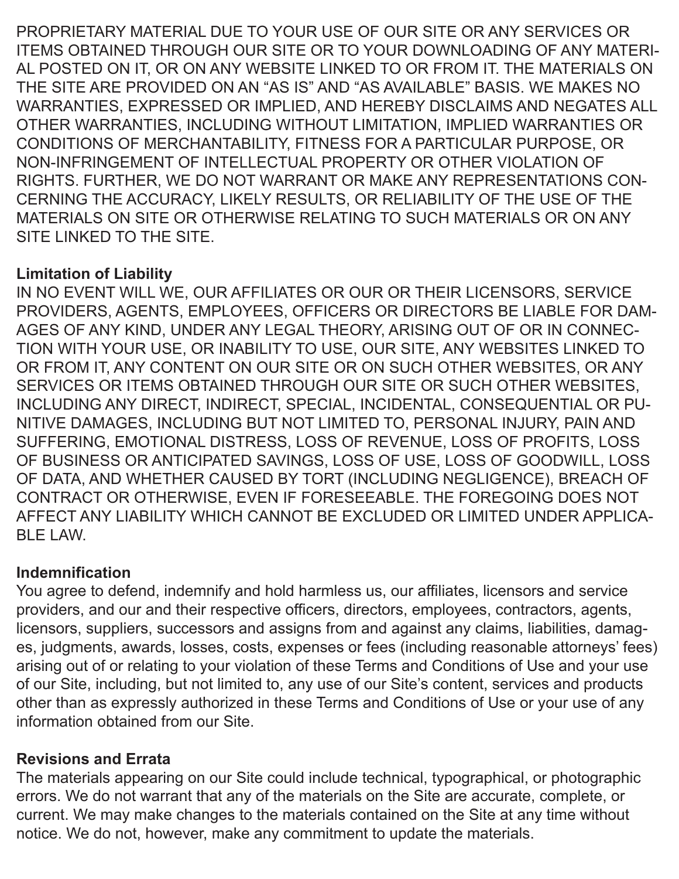PROPRIETARY MATERIAL DUE TO YOUR USE OF OUR SITE OR ANY SERVICES OR ITEMS OBTAINED THROUGH OUR SITE OR TO YOUR DOWNLOADING OF ANY MATERIAL POSTED ON IT, OR ON ANY WEBSITE LINKED TO OR FROM IT. THE MATERIALS ON THE SITE ARE PROVIDED ON AN "AS IS" AND "AS AVAILABLE" BASIS. WE MAKES NO WARRANTIES, EXPRESSED OR IMPLIED, AND HEREBY DISCLAIMS AND NEGATES ALL OTHER WARRANTIES, INCLUDING WITHOUT LIMITATION, IMPLIED WARRANTIES OR CONDITIONS OF MERCHANTABILITY, FITNESS FOR A PARTICULAR PURPOSE, OR NON-INFRINGEMENT OF INTELLECTUAL PROPERTY OR OTHER VIOLATION OF RIGHTS. FURTHER, WE DO NOT WARRANT OR MAKE ANY REPRESENTATIONS CONCERNING THE ACCURACY, LIKELY RESULTS, OR RELIABILITY OF THE USE OF THE MATERIALS ON SITE OR OTHERWISE RELATING TO SUCH MATERIALS OR ON ANY SITE LINKED TO THE SITE.

**Limitation of Liability**

IN NO EVENT WILL WE, OUR AFFILIATES OR OUR OR THEIR LICENSORS, SERVICE PROVIDERS, AGENTS, EMPLOYEES, OFFICERS OR DIRECTORS BE LIABLE FOR DAMAGES OF ANY KIND, UNDER ANY LEGAL THEORY, ARISING OUT OF OR IN CONNECTION WITH YOUR USE, OR INABILITY TO USE, OUR SITE, ANY WEBSITES LINKED TO OR FROM IT, ANY CONTENT ON OUR SITE OR ON SUCH OTHER WEBSITES, OR ANY SERVICES OR ITEMS OBTAINED THROUGH OUR SITE OR SUCH OTHER WEBSITES, INCLUDING ANY DIRECT, INDIRECT, SPECIAL, INCIDENTAL, CONSEQUENTIAL OR PUNITIVE DAMAGES, INCLUDING BUT NOT LIMITED TO, PERSONAL INJURY, PAIN AND SUFFERING, EMOTIONAL DISTRESS, LOSS OF REVENUE, LOSS OF PROFITS, LOSS OF BUSINESS OR ANTICIPATED SAVINGS, LOSS OF USE, LOSS OF GOODWILL, LOSS OF DATA, AND WHETHER CAUSED BY TORT (INCLUDING NEGLIGENCE), BREACH OF CONTRACT OR OTHERWISE, EVEN IF FORESEEABLE. THE FOREGOING DOES NOT AFFECT ANY LIABILITY WHICH CANNOT BE EXCLUDED OR LIMITED UNDER APPLICABLE LAW.

**Indemnification**

You agree to defend, indemnify and hold harmless us, our affiliates, licensors and service providers, and our and their respective officers, directors, employees, contractors, agents, licensors, suppliers, successors and assigns from and against any claims, liabilities, damages, judgments, awards, losses, costs, expenses or fees (including reasonable attorneys' fees) arising out of or relating to your violation of these Terms and Conditions of Use and your use of our Site, including, but not limited to, any use of our Site's content, services and products other than as expressly authorized in these Terms and Conditions of Use or your use of any information obtained from our Site.

**Revisions and Errata**

The materials appearing on our Site could include technical, typographical, or photographic errors. We do not warrant that any of the materials on the Site are accurate, complete, or current. We may make changes to the materials contained on the Site at any time without notice. We do not, however, make any commitment to update the materials.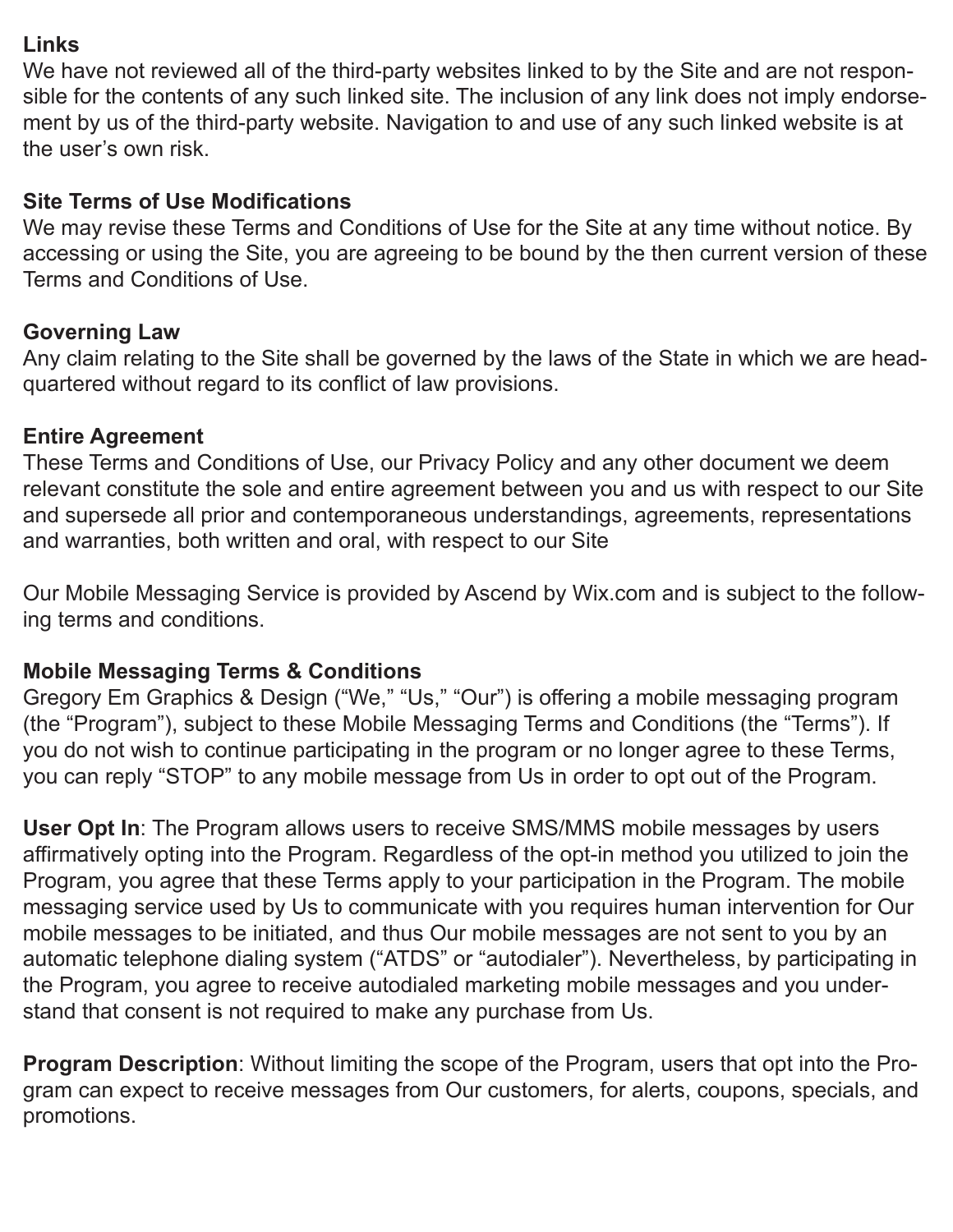**Links**
We have not reviewed all of the third-party websites linked to by the Site and are not responsible for the contents of any such linked site. The inclusion of any link does not imply endorsement by us of the third-party website. Navigation to and use of any such linked website is at the user's own risk.

**Site Terms of Use Modifications**
We may revise these Terms and Conditions of Use for the Site at any time without notice. By accessing or using the Site, you are agreeing to be bound by the then current version of these Terms and Conditions of Use.

**Governing Law**
Any claim relating to the Site shall be governed by the laws of the State in which we are headquartered without regard to its conflict of law provisions.

**Entire Agreement**
These Terms and Conditions of Use, our Privacy Policy and any other document we deem relevant constitute the sole and entire agreement between you and us with respect to our Site and supersede all prior and contemporaneous understandings, agreements, representations and warranties, both written and oral, with respect to our Site

Our Mobile Messaging Service is provided by Ascend by Wix.com and is subject to the following terms and conditions.

**Mobile Messaging Terms & Conditions**
Gregory Em Graphics & Design ("We," "Us," "Our") is offering a mobile messaging program (the "Program"), subject to these Mobile Messaging Terms and Conditions (the "Terms"). If you do not wish to continue participating in the program or no longer agree to these Terms, you can reply "STOP" to any mobile message from Us in order to opt out of the Program.

**User Opt In**: The Program allows users to receive SMS/MMS mobile messages by users affirmatively opting into the Program. Regardless of the opt-in method you utilized to join the Program, you agree that these Terms apply to your participation in the Program. The mobile messaging service used by Us to communicate with you requires human intervention for Our mobile messages to be initiated, and thus Our mobile messages are not sent to you by an automatic telephone dialing system ("ATDS" or "autodialer"). Nevertheless, by participating in the Program, you agree to receive autodialed marketing mobile messages and you understand that consent is not required to make any purchase from Us.

**Program Description**: Without limiting the scope of the Program, users that opt into the Program can expect to receive messages from Our customers, for alerts, coupons, specials, and promotions.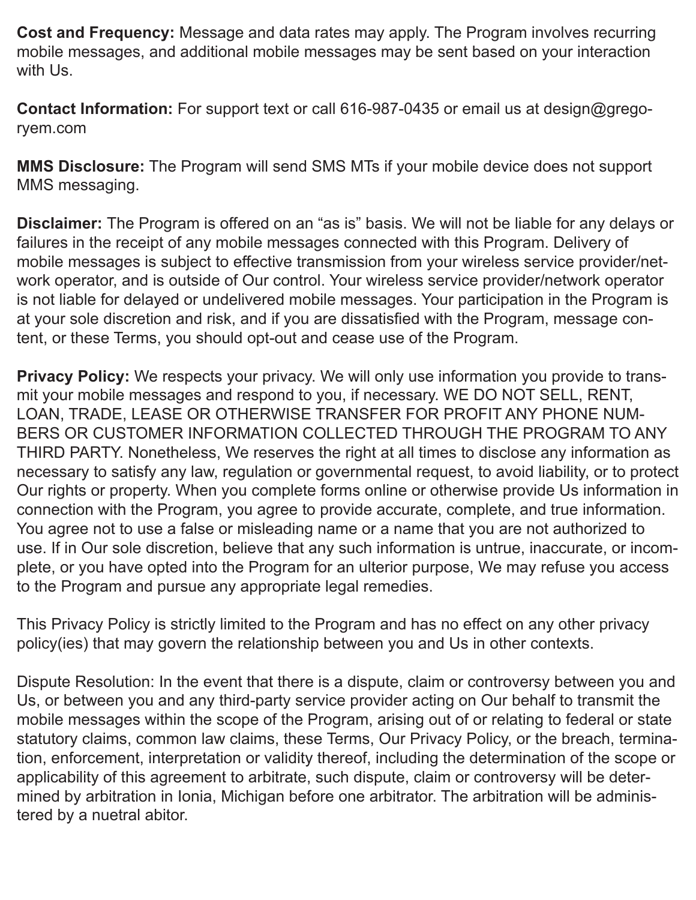**Cost and Frequency:** Message and data rates may apply. The Program involves recurring mobile messages, and additional mobile messages may be sent based on your interaction with Us.

**Contact Information:** For support text or call 616-987-0435 or email us at design@gregoryem.com

**MMS Disclosure:** The Program will send SMS MTs if your mobile device does not support MMS messaging.

**Disclaimer:** The Program is offered on an "as is" basis. We will not be liable for any delays or failures in the receipt of any mobile messages connected with this Program. Delivery of mobile messages is subject to effective transmission from your wireless service provider/network operator, and is outside of Our control. Your wireless service provider/network operator is not liable for delayed or undelivered mobile messages. Your participation in the Program is at your sole discretion and risk, and if you are dissatisfied with the Program, message content, or these Terms, you should opt-out and cease use of the Program.

**Privacy Policy:** We respects your privacy. We will only use information you provide to transmit your mobile messages and respond to you, if necessary. WE DO NOT SELL, RENT, LOAN, TRADE, LEASE OR OTHERWISE TRANSFER FOR PROFIT ANY PHONE NUMBERS OR CUSTOMER INFORMATION COLLECTED THROUGH THE PROGRAM TO ANY THIRD PARTY. Nonetheless, We reserves the right at all times to disclose any information as necessary to satisfy any law, regulation or governmental request, to avoid liability, or to protect Our rights or property. When you complete forms online or otherwise provide Us information in connection with the Program, you agree to provide accurate, complete, and true information. You agree not to use a false or misleading name or a name that you are not authorized to use. If in Our sole discretion, believe that any such information is untrue, inaccurate, or incomplete, or you have opted into the Program for an ulterior purpose, We may refuse you access to the Program and pursue any appropriate legal remedies.

This Privacy Policy is strictly limited to the Program and has no effect on any other privacy policy(ies) that may govern the relationship between you and Us in other contexts.

Dispute Resolution: In the event that there is a dispute, claim or controversy between you and Us, or between you and any third-party service provider acting on Our behalf to transmit the mobile messages within the scope of the Program, arising out of or relating to federal or state statutory claims, common law claims, these Terms, Our Privacy Policy, or the breach, termination, enforcement, interpretation or validity thereof, including the determination of the scope or applicability of this agreement to arbitrate, such dispute, claim or controversy will be determined by arbitration in Ionia, Michigan before one arbitrator. The arbitration will be administered by a nuetral abitor.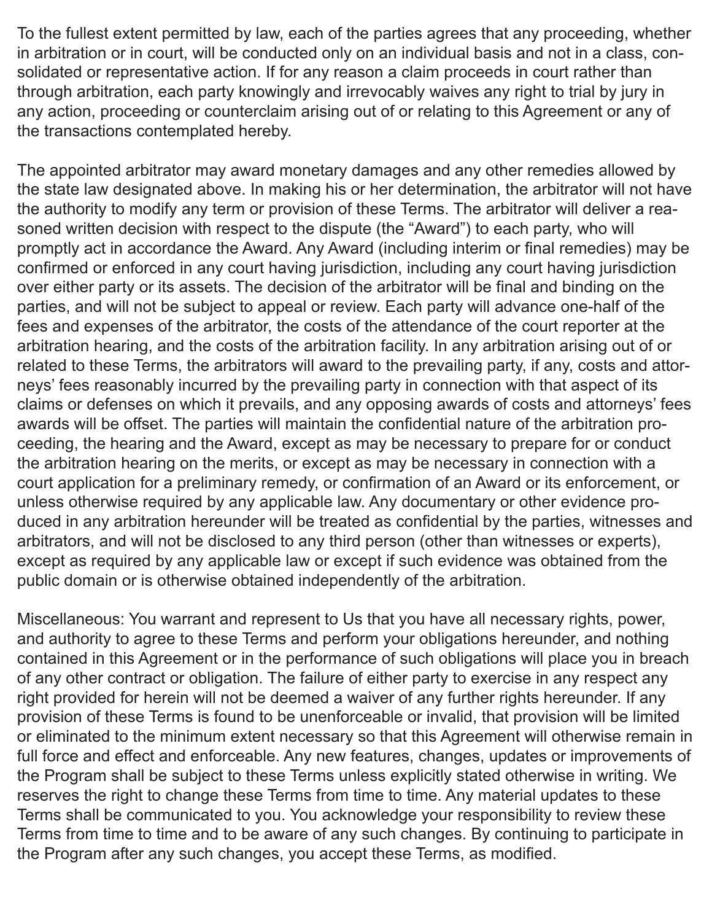To the fullest extent permitted by law, each of the parties agrees that any proceeding, whether in arbitration or in court, will be conducted only on an individual basis and not in a class, consolidated or representative action. If for any reason a claim proceeds in court rather than through arbitration, each party knowingly and irrevocably waives any right to trial by jury in any action, proceeding or counterclaim arising out of or relating to this Agreement or any of the transactions contemplated hereby.

The appointed arbitrator may award monetary damages and any other remedies allowed by the state law designated above. In making his or her determination, the arbitrator will not have the authority to modify any term or provision of these Terms. The arbitrator will deliver a reasoned written decision with respect to the dispute (the "Award") to each party, who will promptly act in accordance the Award. Any Award (including interim or final remedies) may be confirmed or enforced in any court having jurisdiction, including any court having jurisdiction over either party or its assets. The decision of the arbitrator will be final and binding on the parties, and will not be subject to appeal or review. Each party will advance one-half of the fees and expenses of the arbitrator, the costs of the attendance of the court reporter at the arbitration hearing, and the costs of the arbitration facility. In any arbitration arising out of or related to these Terms, the arbitrators will award to the prevailing party, if any, costs and attorneys' fees reasonably incurred by the prevailing party in connection with that aspect of its claims or defenses on which it prevails, and any opposing awards of costs and attorneys' fees awards will be offset. The parties will maintain the confidential nature of the arbitration proceeding, the hearing and the Award, except as may be necessary to prepare for or conduct the arbitration hearing on the merits, or except as may be necessary in connection with a court application for a preliminary remedy, or confirmation of an Award or its enforcement, or unless otherwise required by any applicable law. Any documentary or other evidence produced in any arbitration hereunder will be treated as confidential by the parties, witnesses and arbitrators, and will not be disclosed to any third person (other than witnesses or experts), except as required by any applicable law or except if such evidence was obtained from the public domain or is otherwise obtained independently of the arbitration.

Miscellaneous: You warrant and represent to Us that you have all necessary rights, power, and authority to agree to these Terms and perform your obligations hereunder, and nothing contained in this Agreement or in the performance of such obligations will place you in breach of any other contract or obligation. The failure of either party to exercise in any respect any right provided for herein will not be deemed a waiver of any further rights hereunder. If any provision of these Terms is found to be unenforceable or invalid, that provision will be limited or eliminated to the minimum extent necessary so that this Agreement will otherwise remain in full force and effect and enforceable. Any new features, changes, updates or improvements of the Program shall be subject to these Terms unless explicitly stated otherwise in writing. We reserves the right to change these Terms from time to time. Any material updates to these Terms shall be communicated to you. You acknowledge your responsibility to review these Terms from time to time and to be aware of any such changes. By continuing to participate in the Program after any such changes, you accept these Terms, as modified.